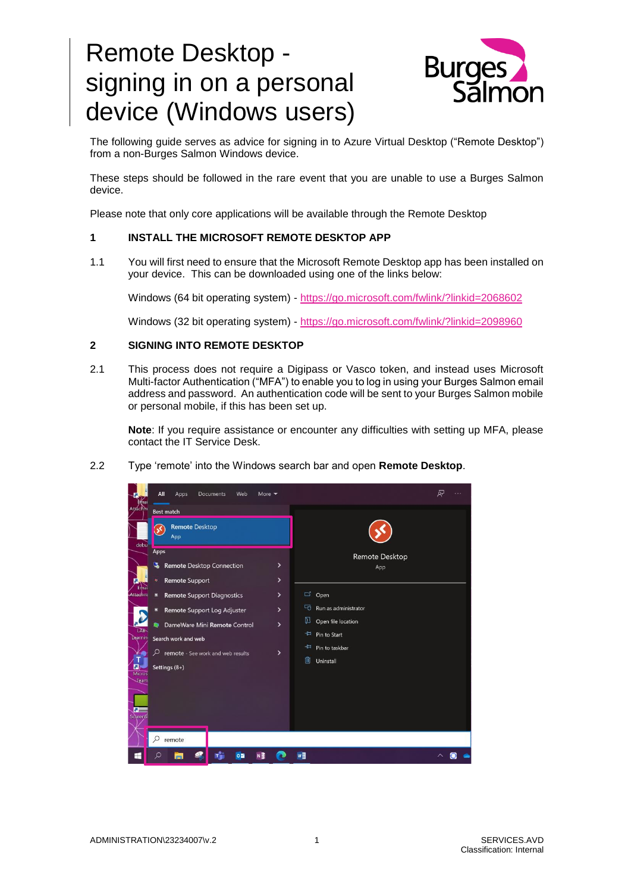# Remote Desktop - signing in on a personal device (Windows users)

The following guide serves as advice for signing in to Azure Virtual Desktop ("Remote Desktop") from a non-Burges Salmon Windows device.

These steps should be followed in the rare event that you are unable to use a Burges Salmon device.

Please note that only core applications will be available through the Remote Desktop

## 1 INSTALL THE MICROSOFT REMOTE DESKTOP APP

1.1 You will first need to ensure that the Microsoft Remote Desktop app has been installed on your device. This can be downloaded using one of the links below:

Windows (64 bit operating system) - https://go.microsoft.com/fwlink/?linkid=2068602

Windows (32 bit operating system) - https://go.microsoft.com/fwlink/?linkid=2098960

## 2 SIGNING INTO REMOTE DESKTOP

2.1 This process does not require a Digipass or Vasco token, and instead uses Microsoft Multi-factor Authentication ("MFA") to enable you to log in using your Burges Salmon email address and password. An authentication code will be sent to your Burges Salmon mobile or personal mobile, if this has been set up.

**Note**: If you require assistance or encounter any difficulties with setting up MFA, please contact the IT Service Desk.

2.2 Type 'remote' into the Windows search bar and open **Remote Desktop**.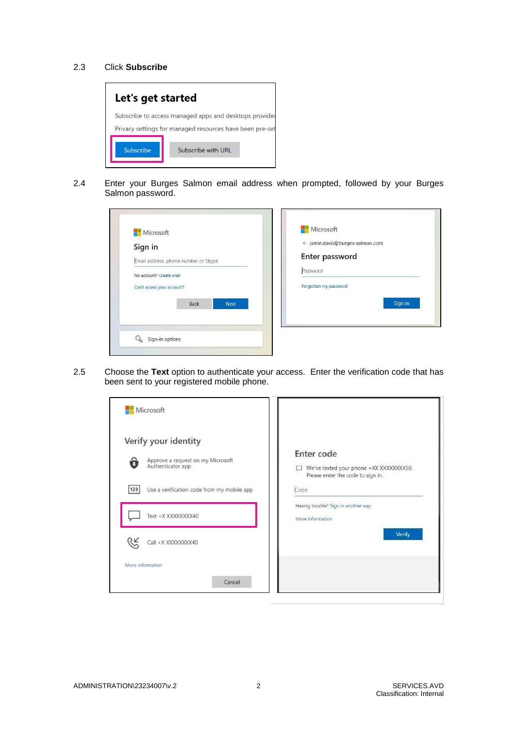2.3 Click **Subscribe**

Let's get started

Subscribe to access managed apps and desktops provided

Privacy settings for managed resources have been pre-set

Subscribe | Subscribe with URL

2.4 Enter your Burges Salmon email address when prompted, followed by your Burges Salmon password.

Microsoft

Sign in

Email address, phone number or Skype

No account? Create one!

Can't access your account?

Back | Next

Sign-in options

Microsoft

← jamie.davis@burges-salmon.com

Enter password

Password

Forgotten my password

Sign in

2.5 Choose the **Text** option to authenticate your access. Enter the verification code that has been sent to your registered mobile phone.

Microsoft

Verify your identity

Approve a request on my Microsoft Authenticator app

Use a verification code from my mobile app

Text +X XXXXXXXX40

Call +X XXXXXXXX40

More information

Cancel

Enter code

We've texted your phone +XX XXXXXXXX50. Please enter the code to sign in.

Code

Having trouble? Sign in another way

More information

Verify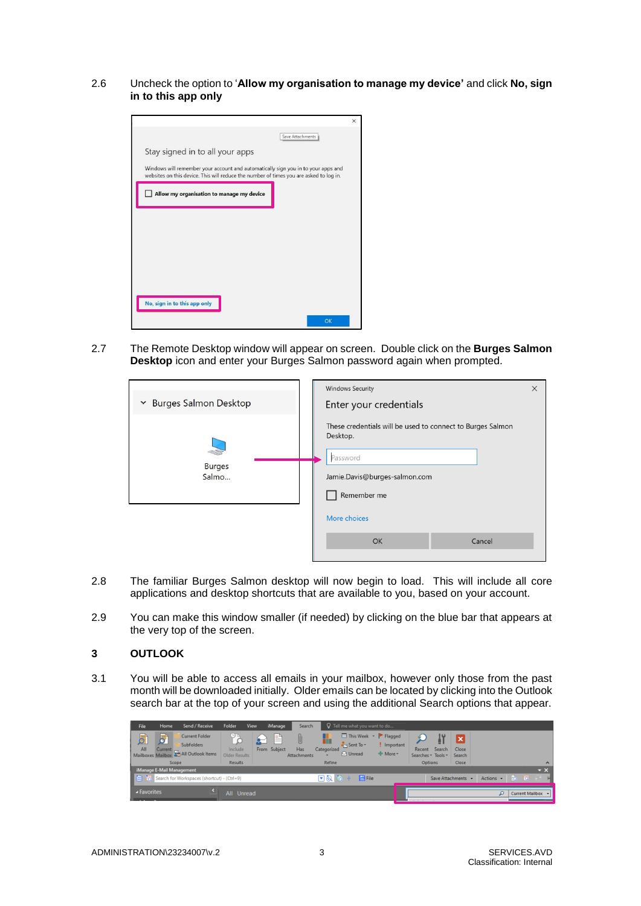2.6 Uncheck the option to '**Allow my organisation to manage my device**' and click **No, sign in to this app only**

2.7 The Remote Desktop window will appear on screen. Double click on the **Burgers Salmon Desktop** icon and enter your Burges Salmon password again when prompted.

2.8 The familiar Burges Salmon desktop will now begin to load. This will include all core applications and desktop shortcuts that are available to you, based on your account.

2.9 You can make this window smaller (if needed) by clicking on the blue bar that appears at the very top of the screen.

## 3 OUTLOOK

3.1 You will be able to access all emails in your mailbox, however only those from the past month will be downloaded initially. Older emails can be located by clicking into the Outlook search bar at the top of your screen and using the additional Search options that appear.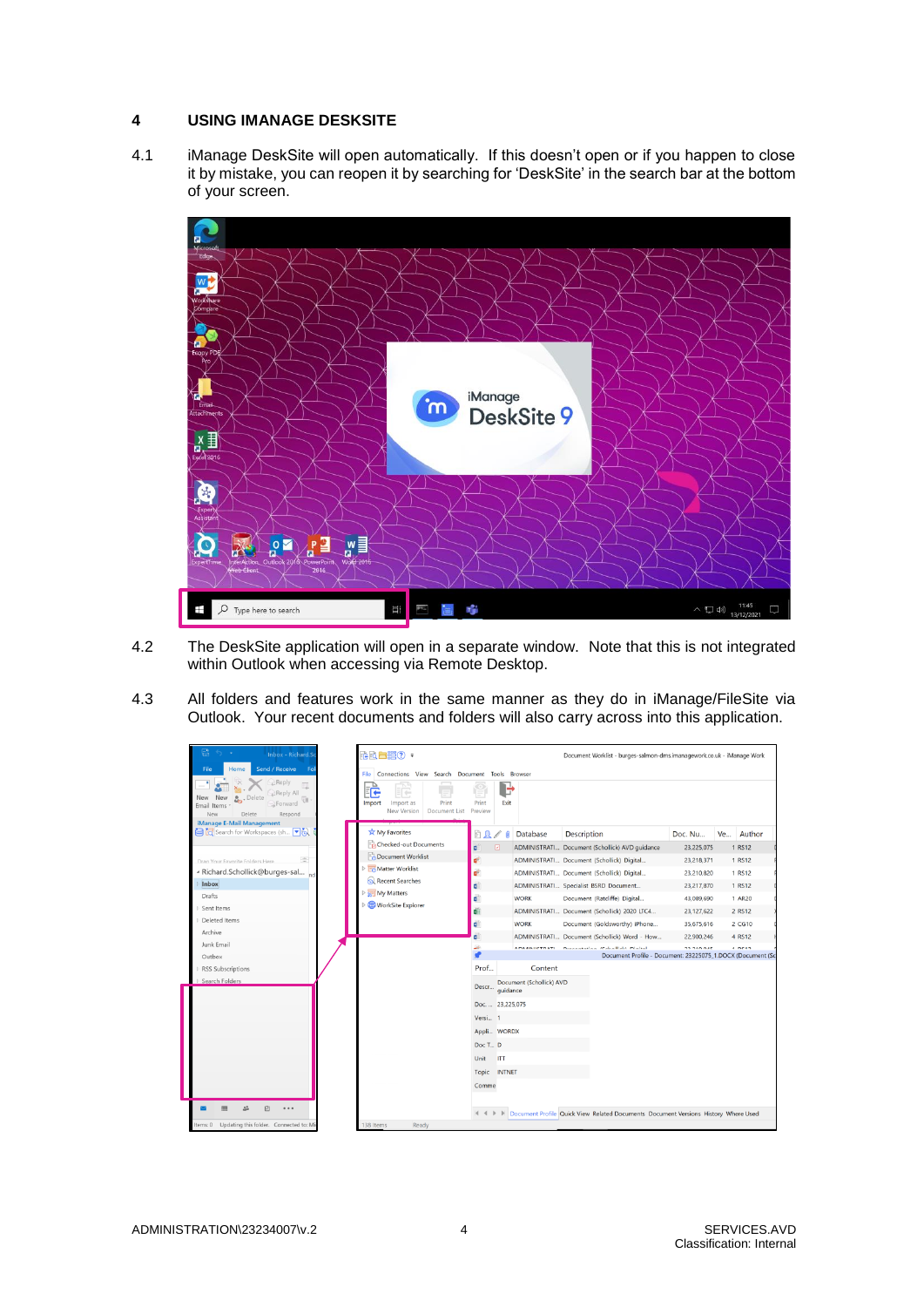## 4 USING IMANAGE DESKSITE

4.1 iManage DeskSite will open automatically. If this doesn't open or if you happen to close it by mistake, you can reopen it by searching for 'DeskSite' in the search bar at the bottom of your screen.

4.2 The DeskSite application will open in a separate window. Note that this is not integrated within Outlook when accessing via Remote Desktop.

4.3 All folders and features work in the same manner as they do in iManage/FileSite via Outlook. Your recent documents and folders will also carry across into this application.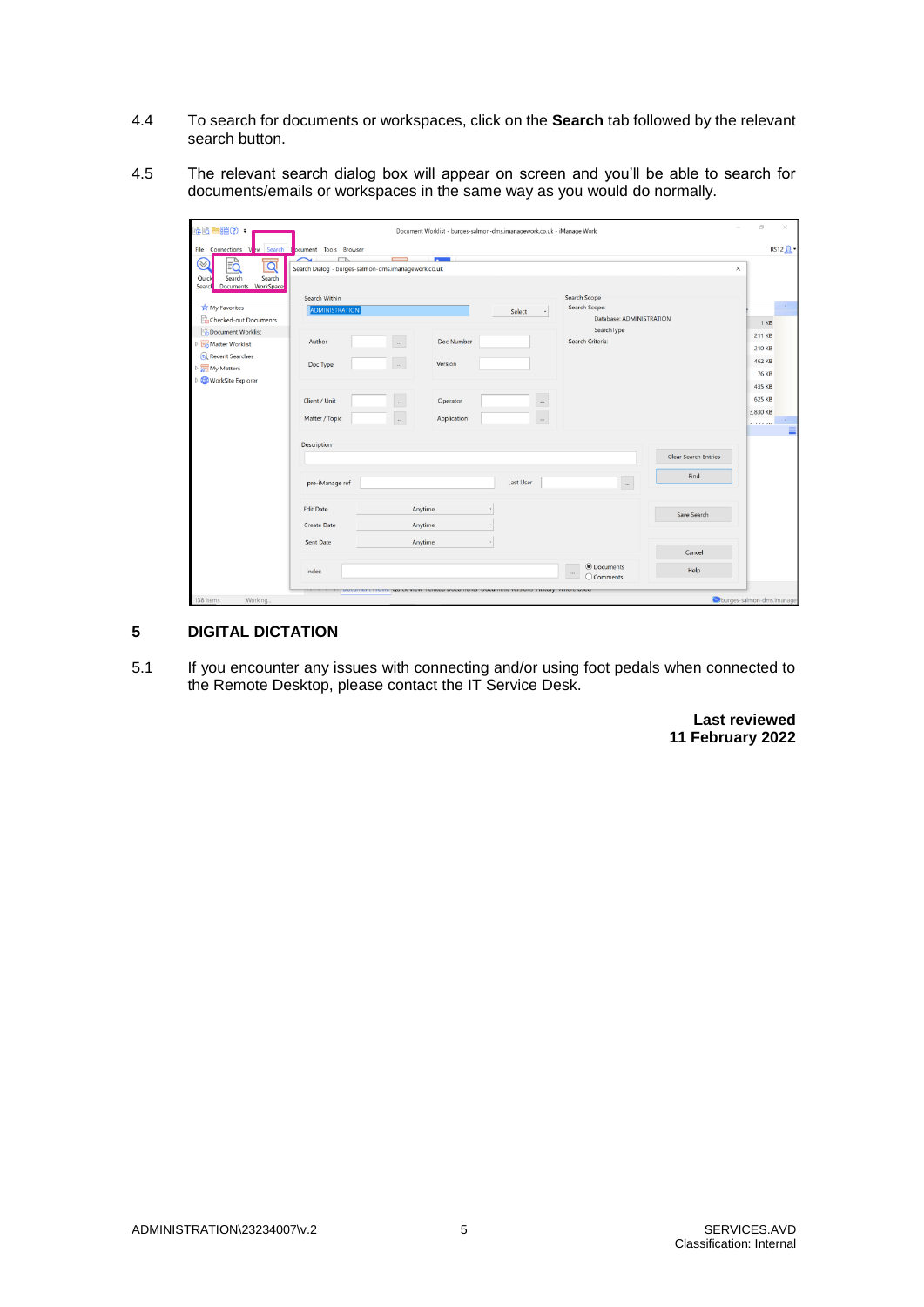4.4 To search for documents or workspaces, click on the **Search** tab followed by the relevant search button.

4.5 The relevant search dialog box will appear on screen and you'll be able to search for documents/emails or workspaces in the same way as you would do normally.

## 5 DIGITAL DICTATION

5.1 If you encounter any issues with connecting and/or using foot pedals when connected to the Remote Desktop, please contact the IT Service Desk.

**Last reviewed**
**11 February 2022**

ADMINISTRATION\23234007\v.2

SERVICES.AVD
Classification: Internal